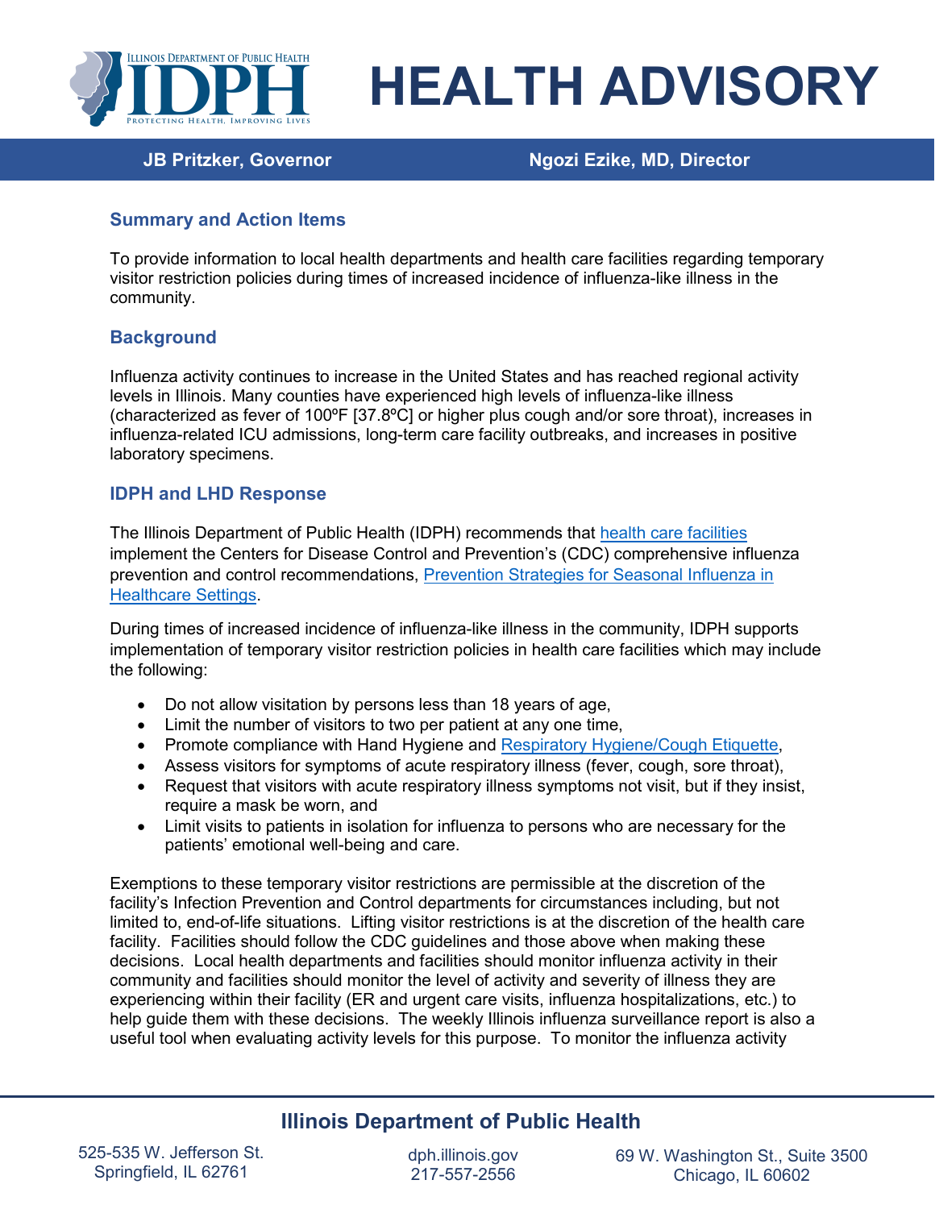# HEALTH ADVISORY

**JB Pritzker, Governor** | **Ngozi Ezike, MD, Director**

## Summary and Action Items

To provide information to local health departments and health care facilities regarding temporary visitor restriction policies during times of increased incidence of influenza-like illness in the community.

## Background

Influenza activity continues to increase in the United States and has reached regional activity levels in Illinois. Many counties have experienced high levels of influenza-like illness (characterized as fever of 100ºF [37.8ºC] or higher plus cough and/or sore throat), increases in influenza-related ICU admissions, long-term care facility outbreaks, and increases in positive laboratory specimens.

## IDPH and LHD Response

The Illinois Department of Public Health (IDPH) recommends that health care facilities implement the Centers for Disease Control and Prevention's (CDC) comprehensive influenza prevention and control recommendations, Prevention Strategies for Seasonal Influenza in Healthcare Settings.

During times of increased incidence of influenza-like illness in the community, IDPH supports implementation of temporary visitor restriction policies in health care facilities which may include the following:

- Do not allow visitation by persons less than 18 years of age,
- Limit the number of visitors to two per patient at any one time,
- Promote compliance with Hand Hygiene and Respiratory Hygiene/Cough Etiquette,
- Assess visitors for symptoms of acute respiratory illness (fever, cough, sore throat),
- Request that visitors with acute respiratory illness symptoms not visit, but if they insist, require a mask be worn, and
- Limit visits to patients in isolation for influenza to persons who are necessary for the patients' emotional well-being and care.

Exemptions to these temporary visitor restrictions are permissible at the discretion of the facility's Infection Prevention and Control departments for circumstances including, but not limited to, end-of-life situations. Lifting visitor restrictions is at the discretion of the health care facility. Facilities should follow the CDC guidelines and those above when making these decisions. Local health departments and facilities should monitor influenza activity in their community and facilities should monitor the level of activity and severity of illness they are experiencing within their facility (ER and urgent care visits, influenza hospitalizations, etc.) to help guide them with these decisions. The weekly Illinois influenza surveillance report is also a useful tool when evaluating activity levels for this purpose. To monitor the influenza activity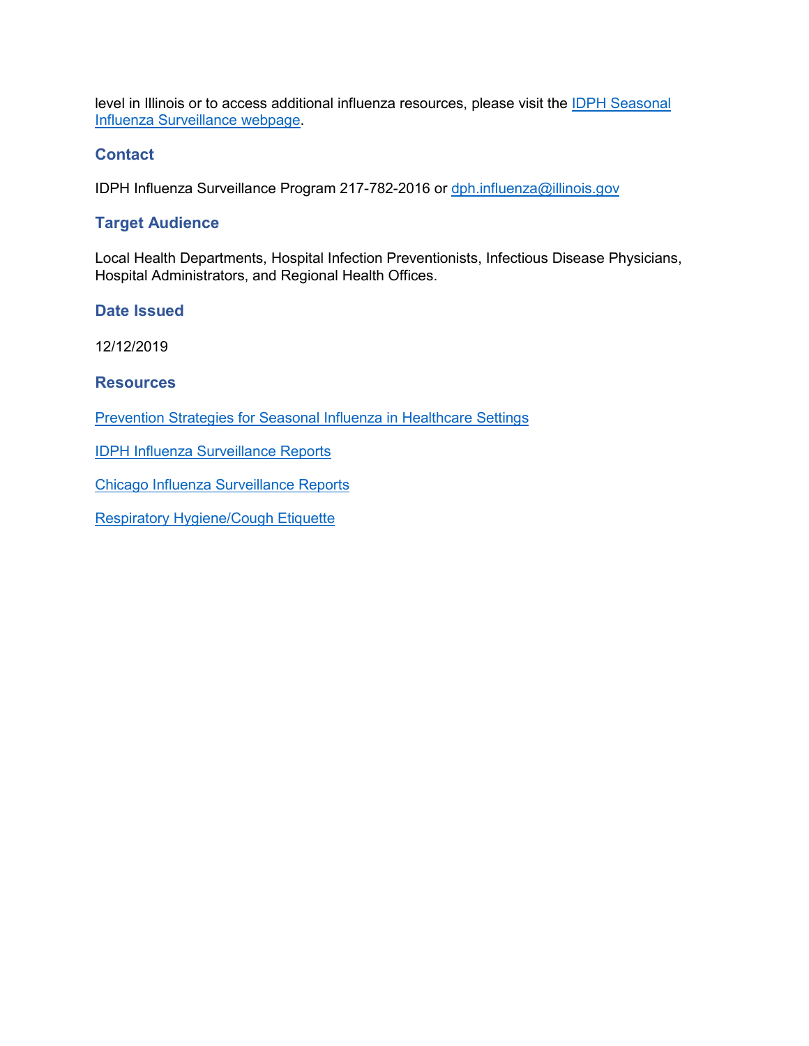level in Illinois or to access additional influenza resources, please visit the IDPH Seasonal Influenza Surveillance webpage.

## Contact

IDPH Influenza Surveillance Program 217-782-2016 or dph.influenza@illinois.gov

## Target Audience

Local Health Departments, Hospital Infection Preventionists, Infectious Disease Physicians, Hospital Administrators, and Regional Health Offices.

## Date Issued

12/12/2019

## Resources

Prevention Strategies for Seasonal Influenza in Healthcare Settings

IDPH Influenza Surveillance Reports

Chicago Influenza Surveillance Reports

Respiratory Hygiene/Cough Etiquette